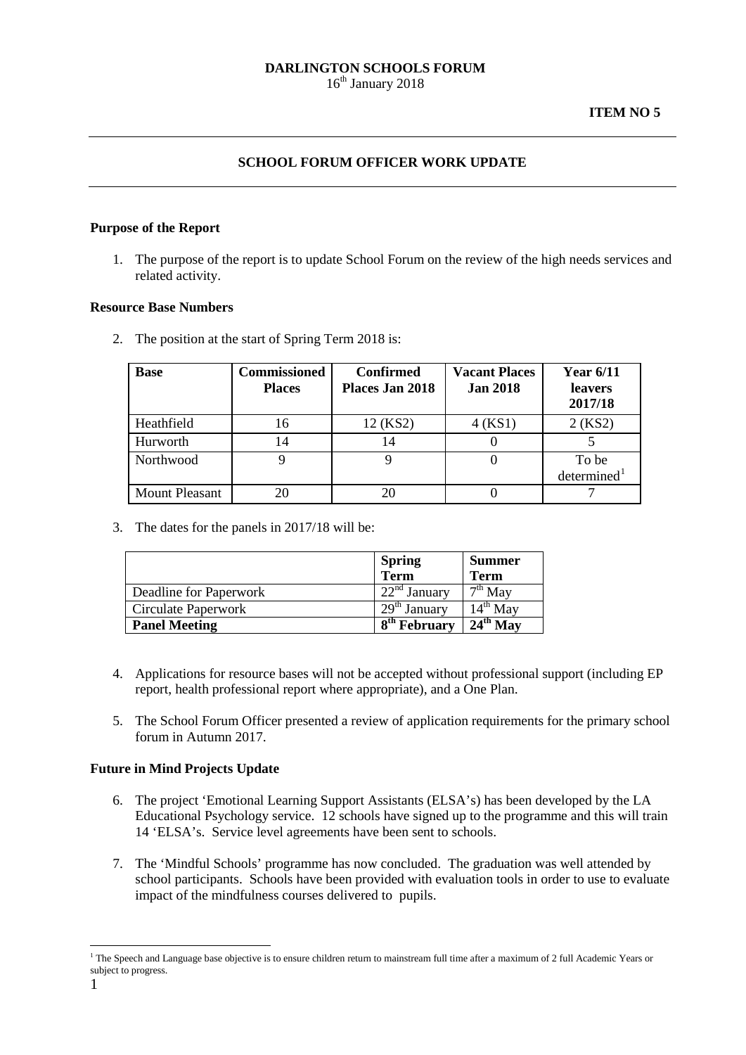**DARLINGTON SCHOOLS FORUM**
16th January 2018

**ITEM NO 5**

---

## SCHOOL FORUM OFFICER WORK UPDATE

---

### Purpose of the Report

1. The purpose of the report is to update School Forum on the review of the high needs services and related activity.

### Resource Base Numbers

2. The position at the start of Spring Term 2018 is:

| Base | Commissioned Places | Confirmed Places Jan 2018 | Vacant Places Jan 2018 | Year 6/11 leavers 2017/18 |
|---|---|---|---|---|
| Heathfield | 16 | 12 (KS2) | 4 (KS1) | 2 (KS2) |
| Hurworth | 14 | 14 | 0 | 5 |
| Northwood | 9 | 9 | 0 | To be determined[1] |
| Mount Pleasant | 20 | 20 | 0 | 7 |

3. The dates for the panels in 2017/18 will be:

| | Spring Term | Summer Term |
|---|---|---|
| Deadline for Paperwork | 22nd January | 7th May |
| Circulate Paperwork | 29th January | 14th May |
| **Panel Meeting** | **8th February** | **24th May** |

4. Applications for resource bases will not be accepted without professional support (including EP report, health professional report where appropriate), and a One Plan.

5. The School Forum Officer presented a review of application requirements for the primary school forum in Autumn 2017.

### Future in Mind Projects Update

6. The project 'Emotional Learning Support Assistants (ELSA's) has been developed by the LA Educational Psychology service. 12 schools have signed up to the programme and this will train 14 'ELSA's. Service level agreements have been sent to schools.

7. The 'Mindful Schools' programme has now concluded. The graduation was well attended by school participants. Schools have been provided with evaluation tools in order to use to evaluate impact of the mindfulness courses delivered to pupils.

---

[1] The Speech and Language base objective is to ensure children return to mainstream full time after a maximum of 2 full Academic Years or subject to progress.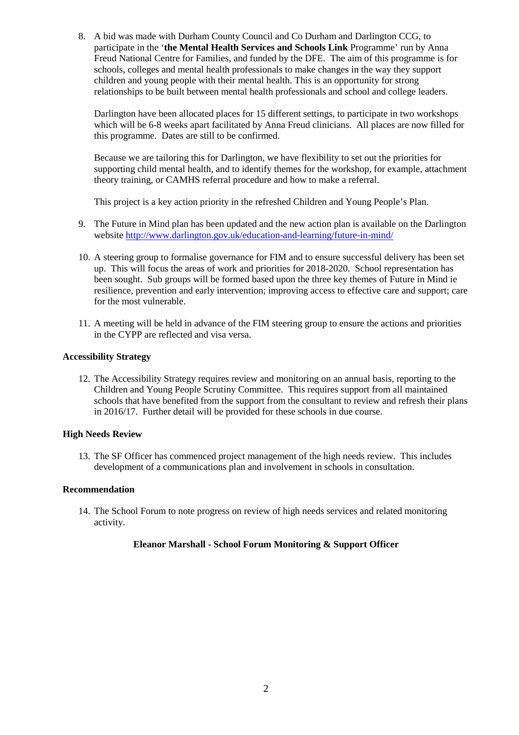8. A bid was made with Durham County Council and Co Durham and Darlington CCG, to participate in the '**the Mental Health Services and Schools Link** Programme' run by Anna Freud National Centre for Families, and funded by the DFE. The aim of this programme is for schools, colleges and mental health professionals to make changes in the way they support children and young people with their mental health. This is an opportunity for strong relationships to be built between mental health professionals and school and college leaders.

   Darlington have been allocated places for 15 different settings, to participate in two workshops which will be 6-8 weeks apart facilitated by Anna Freud clinicians. All places are now filled for this programme. Dates are still to be confirmed.

   Because we are tailoring this for Darlington, we have flexibility to set out the priorities for supporting child mental health, and to identify themes for the workshop, for example, attachment theory training, or CAMHS referral procedure and how to make a referral.

   This project is a key action priority in the refreshed Children and Young People's Plan.

9. The Future in Mind plan has been updated and the new action plan is available on the Darlington website http://www.darlington.gov.uk/education-and-learning/future-in-mind/

10. A steering group to formalise governance for FIM and to ensure successful delivery has been set up. This will focus the areas of work and priorities for 2018-2020. School representation has been sought. Sub groups will be formed based upon the three key themes of Future in Mind ie resilience, prevention and early intervention; improving access to effective care and support; care for the most vulnerable.

11. A meeting will be held in advance of the FIM steering group to ensure the actions and priorities in the CYPP are reflected and visa versa.

**Accessibility Strategy**

12. The Accessibility Strategy requires review and monitoring on an annual basis, reporting to the Children and Young People Scrutiny Committee. This requires support from all maintained schools that have benefited from the support from the consultant to review and refresh their plans in 2016/17. Further detail will be provided for these schools in due course.

**High Needs Review**

13. The SF Officer has commenced project management of the high needs review. This includes development of a communications plan and involvement in schools in consultation.

**Recommendation**

14. The School Forum to note progress on review of high needs services and related monitoring activity.

**Eleanor Marshall - School Forum Monitoring & Support Officer**